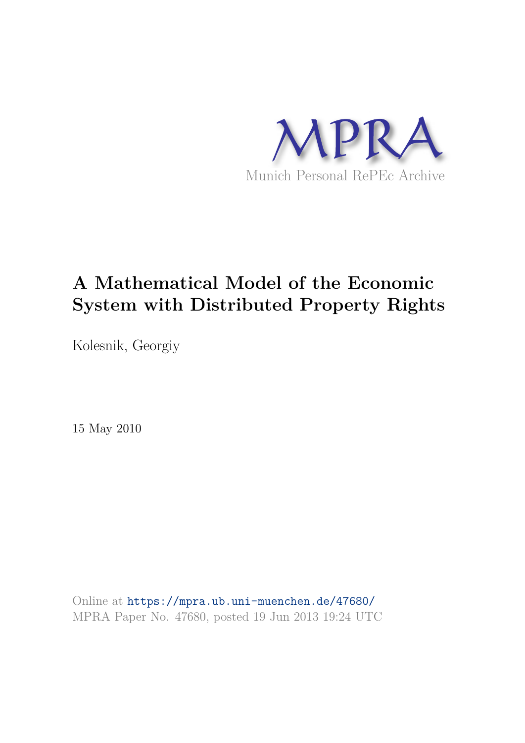MPRA

Munich Personal RePEc Archive

# A Mathematical Model of the Economic System with Distributed Property Rights

Kolesnik, Georgiy

15 May 2010

Online at https://mpra.ub.uni-muenchen.de/47680/
MPRA Paper No. 47680, posted 19 Jun 2013 19:24 UTC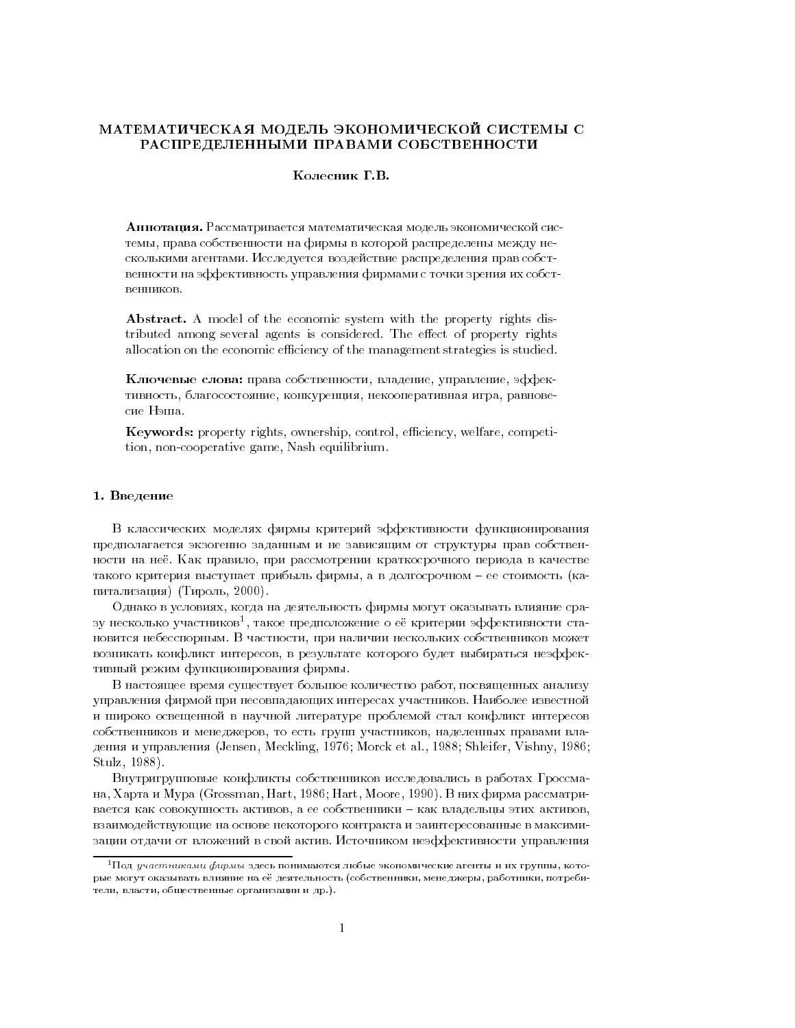# МАТЕМАТИЧЕСКАЯ МОДЕЛЬ ЭКОНОМИЧЕСКОЙ СИСТЕМЫ С РАСПРЕДЕЛЕННЫМИ ПРАВАМИ СОБСТВЕННОСТИ

**Колесник Г.В.**

**Аннотация.** Рассматривается математическая модель экономической системы, права собственности на фирмы в которой распределены между несколькими агентами. Исследуется воздействие распределения прав собственности на эффективность управления фирмами с точки зрения их собственников.

**Abstract.** A model of the economic system with the property rights distributed among several agents is considered. The effect of property rights allocation on the economic efficiency of the management strategies is studied.

**Ключевые слова:** права собственности, владение, управление, эффективность, благосостояние, конкуренция, некооперативная игра, равновесие Нэша.

**Keywords:** property rights, ownership, control, efficiency, welfare, competition, non-cooperative game, Nash equilibrium.

## 1. Введение

В классических моделях фирмы критерий эффективности функционирования предполагается экзогенно заданным и не зависящим от структуры прав собственности на неё. Как правило, при рассмотрении краткосрочного периода в качестве такого критерия выступает прибыль фирмы, а в долгосрочном – ее стоимость (капитализация) (Тироль, 2000).

Однако в условиях, когда на деятельность фирмы могут оказывать влияние сразу несколько участников[1], такое предположение о её критерии эффективности становится небесспорным. В частности, при наличии нескольких собственников может возникать конфликт интересов, в результате которого будет выбираться неэффективный режим функционирования фирмы.

В настоящее время существует большое количество работ, посвященных анализу управления фирмой при несовпадающих интересах участников. Наиболее известной и широко освещенной в научной литературе проблемой стал конфликт интересов собственников и менеджеров, то есть групп участников, наделенных правами владения и управления (Jensen, Meckling, 1976; Morck et al., 1988; Shleifer, Vishny, 1986; Stulz, 1988).

Внутригрупповые конфликты собственников исследовались в работах Гроссмана, Харта и Мура (Grossman, Hart, 1986; Hart, Moore, 1990). В них фирма рассматривается как совокупность активов, а ее собственники – как владельцы этих активов, взаимодействующие на основе некоторого контракта и заинтересованные в максимизации отдачи от вложений в свой актив. Источником неэффективности управления

[1] Под *участниками фирмы* здесь понимаются любые экономические агенты и их группы, которые могут оказывать влияние на её деятельность (собственники, менеджеры, работники, потребители, власти, общественные организации и др.).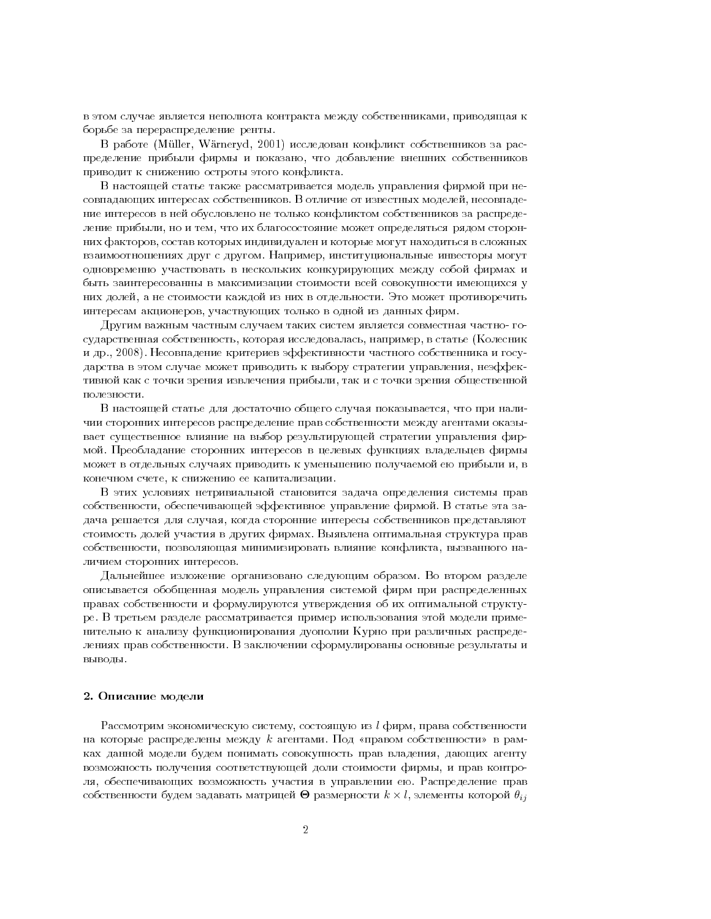в этом случае является неполнота контракта между собственниками, приводящая к борьбе за перераспределение ренты.

В работе (Müller, Wärneryd, 2001) исследован конфликт собственников за распределение прибыли фирмы и показано, что добавление внешних собственников приводит к снижению остроты этого конфликта.

В настоящей статье также рассматривается модель управления фирмой при несовпадающих интересах собственников. В отличие от известных моделей, несовпадение интересов в ней обусловлено не только конфликтом собственников за распределение прибыли, но и тем, что их благосостояние может определяться рядом сторонних факторов, состав которых индивидуален и которые могут находиться в сложных взаимоотношениях друг с другом. Например, институциональные инвесторы могут одновременно участвовать в нескольких конкурирующих между собой фирмах и быть заинтересованны в максимизации стоимости всей совокупности имеющихся у них долей, а не стоимости каждой из них в отдельности. Это может противоречить интересам акционеров, участвующих только в одной из данных фирм.

Другим важным частным случаем таких систем является совместная частно- государственная собственность, которая исследовалась, например, в статье (Колесник и др., 2008). Несовпадение критериев эффективности частного собственника и государства в этом случае может приводить к выбору стратегии управления, неэффективной как с точки зрения извлечения прибыли, так и с точки зрения общественной полезности.

В настоящей статье для достаточно общего случая показывается, что при наличии сторонних интересов распределение прав собственности между агентами оказывает существенное влияние на выбор результирующей стратегии управления фирмой. Преобладание сторонних интересов в целевых функциях владельцев фирмы может в отдельных случаях приводить к уменьшению получаемой ею прибыли и, в конечном счете, к снижению ее капитализации.

В этих условиях нетривиальной становится задача определения системы прав собственности, обеспечивающей эффективное управление фирмой. В статье эта задача решается для случая, когда сторонние интересы собственников представляют стоимость долей участия в других фирмах. Выявлена оптимальная структура прав собственности, позволяющая минимизировать влияние конфликта, вызванного наличием сторонних интересов.

Дальнейшее изложение организовано следующим образом. Во втором разделе описывается обобщенная модель управления системой фирм при распределенных правах собственности и формулируются утверждения об их оптимальной структуре. В третьем разделе рассматривается пример использования этой модели применительно к анализу функционирования дуополии Курно при различных распределениях прав собственности. В заключении сформулированы основные результаты и выводы.

## 2. Описание модели

Рассмотрим экономическую систему, состоящую из $l$ фирм, права собственности на которые распределены между $k$ агентами. Под «правом собственности» в рамках данной модели будем понимать совокупность прав владения, дающих агенту возможность получения соответствующей доли стоимости фирмы, и прав контроля, обеспечивающих возможность участия в управлении ею. Распределение прав собственности будем задавать матрицей $\mathbf{\Theta}$ размерности $k \times l$, элементы которой $\theta_{ij}$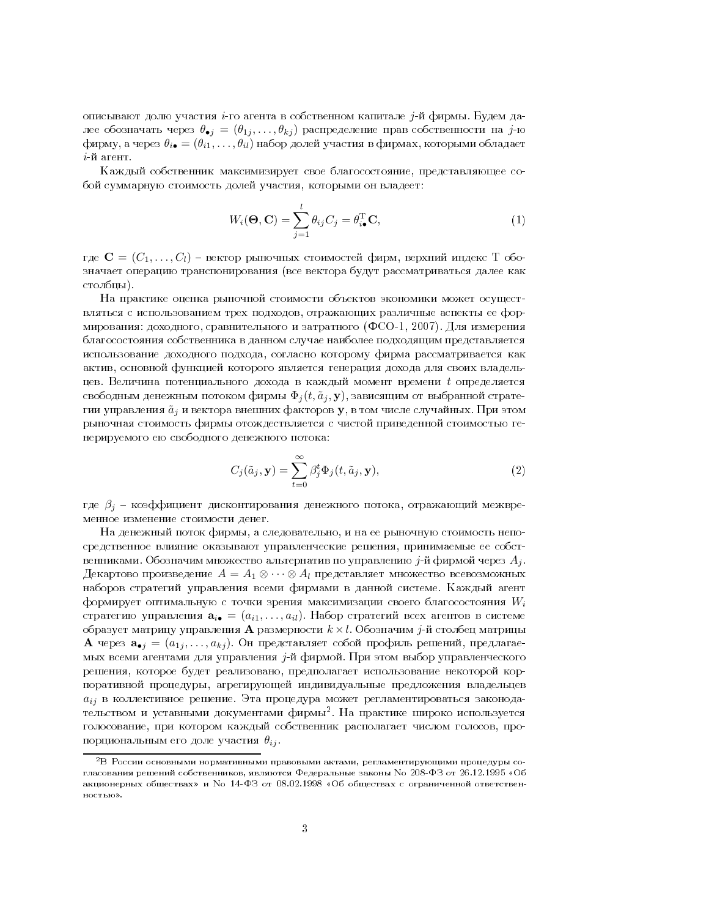описывают долю участия $i$-го агента в собственном капитале $j$-й фирмы. Будем далее обозначать через $\theta_{\bullet j} = (\theta_{1j}, \ldots, \theta_{kj})$ распределение прав собственности на $j$-ю фирму, а через $\theta_{i\bullet} = (\theta_{i1}, \ldots, \theta_{il})$ набор долей участия в фирмах, которыми обладает $i$-й агент.

Каждый собственник максимизирует свое благосостояние, представляющее собой суммарную стоимость долей участия, которыми он владеет:

$$W_i(\mathbf{\Theta}, \mathbf{C}) = \sum_{j=1}^{l} \theta_{ij} C_j = \theta_{i\bullet}^{\mathrm{T}} \mathbf{C}, \tag{1}$$

где $\mathbf{C} = (C_1, \ldots, C_l)$ – вектор рыночных стоимостей фирм, верхний индекс T обозначает операцию транспонирования (все вектора будут рассматриваться далее как столбцы).

На практике оценка рыночной стоимости объектов экономики может осуществляться с использованием трех подходов, отражающих различные аспекты ее формирования: доходного, сравнительного и затратного (ФСО-1, 2007). Для измерения благосостояния собственника в данном случае наиболее подходящим представляется использование доходного подхода, согласно которому фирма рассматривается как актив, основной функцией которого является генерация дохода для своих владельцев. Величина потенциального дохода в каждый момент времени $t$ определяется свободным денежным потоком фирмы $\Phi_j(t, \tilde{a}_j, \mathbf{y})$, зависящим от выбранной стратегии управления $\tilde{a}_j$ и вектора внешних факторов $\mathbf{y}$, в том числе случайных. При этом рыночная стоимость фирмы отождествляется с чистой приведенной стоимостью генерируемого ею свободного денежного потока:

$$C_j(\tilde{a}_j, \mathbf{y}) = \sum_{t=0}^{\infty} \beta_j^t \Phi_j(t, \tilde{a}_j, \mathbf{y}), \tag{2}$$

где $\beta_j$ – коэффициент дисконтирования денежного потока, отражающий межвременное изменение стоимости денег.

На денежный поток фирмы, а следовательно, и на ее рыночную стоимость непосредственное влияние оказывают управленческие решения, принимаемые ее собственниками. Обозначим множество альтернатив по управлению $j$-й фирмой через $A_j$. Декартово произведение $A = A_1 \otimes \cdots \otimes A_l$ представляет множество всевозможных наборов стратегий управления всеми фирмами в данной системе. Каждый агент формирует оптимальную с точки зрения максимизации своего благосостояния $W_i$ стратегию управления $\mathbf{a}_{i\bullet} = (a_{i1}, \ldots, a_{il})$. Набор стратегий всех агентов в системе образует матрицу управления $\mathbf{A}$ размерности $k \times l$. Обозначим $j$-й столбец матрицы $\mathbf{A}$ через $\mathbf{a}_{\bullet j} = (a_{1j}, \ldots, a_{kj})$. Он представляет собой профиль решений, предлагаемых всеми агентами для управления $j$-й фирмой. При этом выбор управленческого решения, которое будет реализовано, предполагает использование некоторой корпоративной процедуры, агрегирующей индивидуальные предложения владельцев $a_{ij}$ в коллективное решение. Эта процедура может регламентироваться законодательством и уставными документами фирмы[2]. На практике широко используется голосование, при котором каждый собственник располагает числом голосов, пропорциональным его доле участия $\theta_{ij}$.

[2] В России основными нормативными правовыми актами, регламентирующими процедуры согласования решений собственников, являются Федеральные законы No 208-ФЗ от 26.12.1995 «Об акционерных обществах» и No 14-ФЗ от 08.02.1998 «Об обществах с ограниченной ответственностью».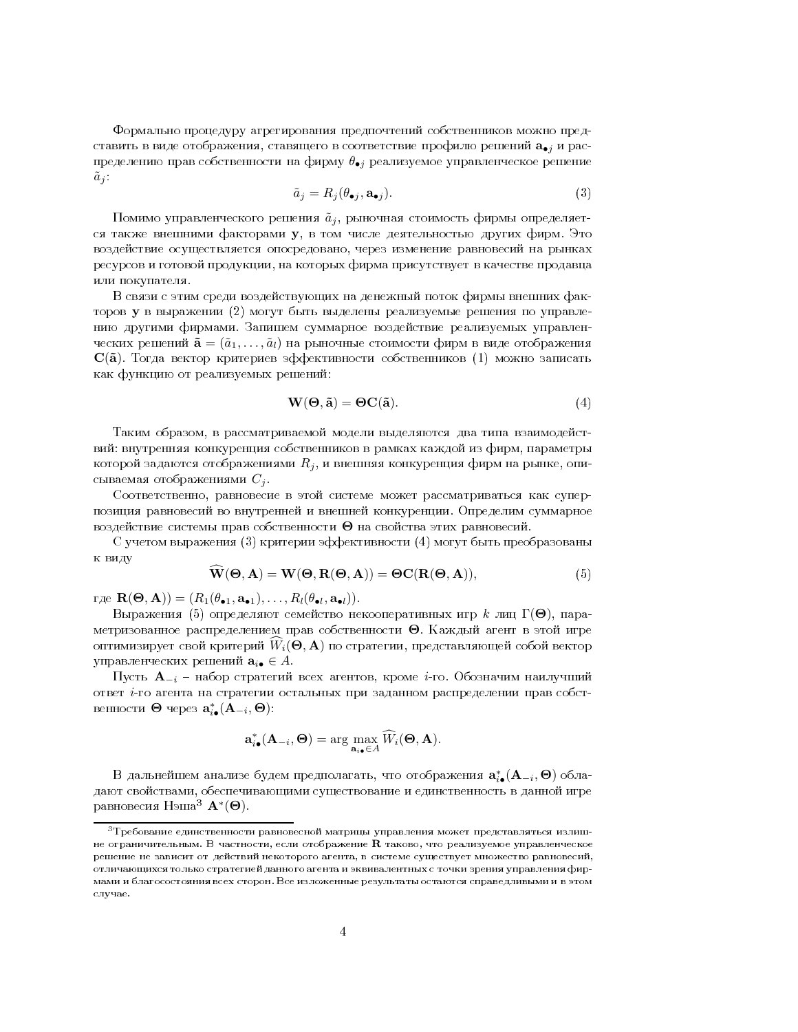Формально процедуру агрегирования предпочтений собственников можно представить в виде отображения, ставящего в соответствие профилю решений $\mathbf{a}_{\bullet j}$ и распределению прав собственности на фирму $\theta_{\bullet j}$ реализуемое управленческое решение $\tilde{a}_j$:

$$\tilde{a}_j = R_j(\theta_{\bullet j}, \mathbf{a}_{\bullet j}). \tag{3}$$

Помимо управленческого решения $\tilde{a}_j$, рыночная стоимость фирмы определяется также внешними факторами $\mathbf{y}$, в том числе деятельностью других фирм. Это воздействие осуществляется опосредовано, через изменение равновесий на рынках ресурсов и готовой продукции, на которых фирма присутствует в качестве продавца или покупателя.

В связи с этим среди воздействующих на денежный поток фирмы внешних факторов $\mathbf{y}$ в выражении (2) могут быть выделены реализуемые решения по управлению другими фирмами. Запишем суммарное воздействие реализуемых управленческих решений $\tilde{\mathbf{a}} = (\tilde{a}_1, \ldots, \tilde{a}_l)$ на рыночные стоимости фирм в виде отображения $\mathbf{C}(\tilde{\mathbf{a}})$. Тогда вектор критериев эффективности собственников (1) можно записать как функцию от реализуемых решений:

$$\mathbf{W}(\boldsymbol{\Theta}, \tilde{\mathbf{a}}) = \boldsymbol{\Theta}\mathbf{C}(\tilde{\mathbf{a}}). \tag{4}$$

Таким образом, в рассматриваемой модели выделяются два типа взаимодействий: внутренняя конкуренция собственников в рамках каждой из фирм, параметры которой задаются отображениями $R_j$, и внешняя конкуренция фирм на рынке, описываемая отображениями $C_j$.

Соответственно, равновесие в этой системе может рассматриваться как суперпозиция равновесий во внутренней и внешней конкуренции. Определим суммарное воздействие системы прав собственности $\boldsymbol{\Theta}$ на свойства этих равновесий.

С учетом выражения (3) критерии эффективности (4) могут быть преобразованы к виду

$$\widehat{\mathbf{W}}(\boldsymbol{\Theta}, \mathbf{A}) = \mathbf{W}(\boldsymbol{\Theta}, \mathbf{R}(\boldsymbol{\Theta}, \mathbf{A})) = \boldsymbol{\Theta}\mathbf{C}(\mathbf{R}(\boldsymbol{\Theta}, \mathbf{A})), \tag{5}$$

где $\mathbf{R}(\boldsymbol{\Theta}, \mathbf{A})) = (R_1(\theta_{\bullet 1}, \mathbf{a}_{\bullet 1}), \ldots, R_l(\theta_{\bullet l}, \mathbf{a}_{\bullet l}))$.

Выражения (5) определяют семейство некооперативных игр $k$ лиц $\Gamma(\boldsymbol{\Theta})$, параметризованное распределением прав собственности $\boldsymbol{\Theta}$. Каждый агент в этой игре оптимизирует свой критерий $\widehat{W}_i(\boldsymbol{\Theta}, \mathbf{A})$ по стратегии, представляющей собой вектор управленческих решений $\mathbf{a}_{i\bullet} \in A$.

Пусть $\mathbf{A}_{-i}$ – набор стратегий всех агентов, кроме $i$-го. Обозначим наилучший ответ $i$-го агента на стратегии остальных при заданном распределении прав собственности $\boldsymbol{\Theta}$ через $\mathbf{a}^*_{i\bullet}(\mathbf{A}_{-i}, \boldsymbol{\Theta})$:

$$\mathbf{a}^*_{i\bullet}(\mathbf{A}_{-i}, \boldsymbol{\Theta}) = \arg\max_{\mathbf{a}_{i\bullet} \in A} \widehat{W}_i(\boldsymbol{\Theta}, \mathbf{A}).$$

В дальнейшем анализе будем предполагать, что отображения $\mathbf{a}^*_{i\bullet}(\mathbf{A}_{-i}, \boldsymbol{\Theta})$ обладают свойствами, обеспечивающими существование и единственность в данной игре равновесия Нэша[3] $\mathbf{A}^*(\boldsymbol{\Theta})$.

---

[3] Требование единственности равновесной матрицы управления может представляться излишне ограничительным. В частности, если отображение $\mathbf{R}$ таково, что реализуемое управленческое решение не зависит от действий некоторого агента, в системе существует множество равновесий, отличающихся только стратегией данного агента и эквивалентных с точки зрения управления фирмами и благосостояния всех сторон. Все изложенные результаты остаются справедливыми и в этом случае.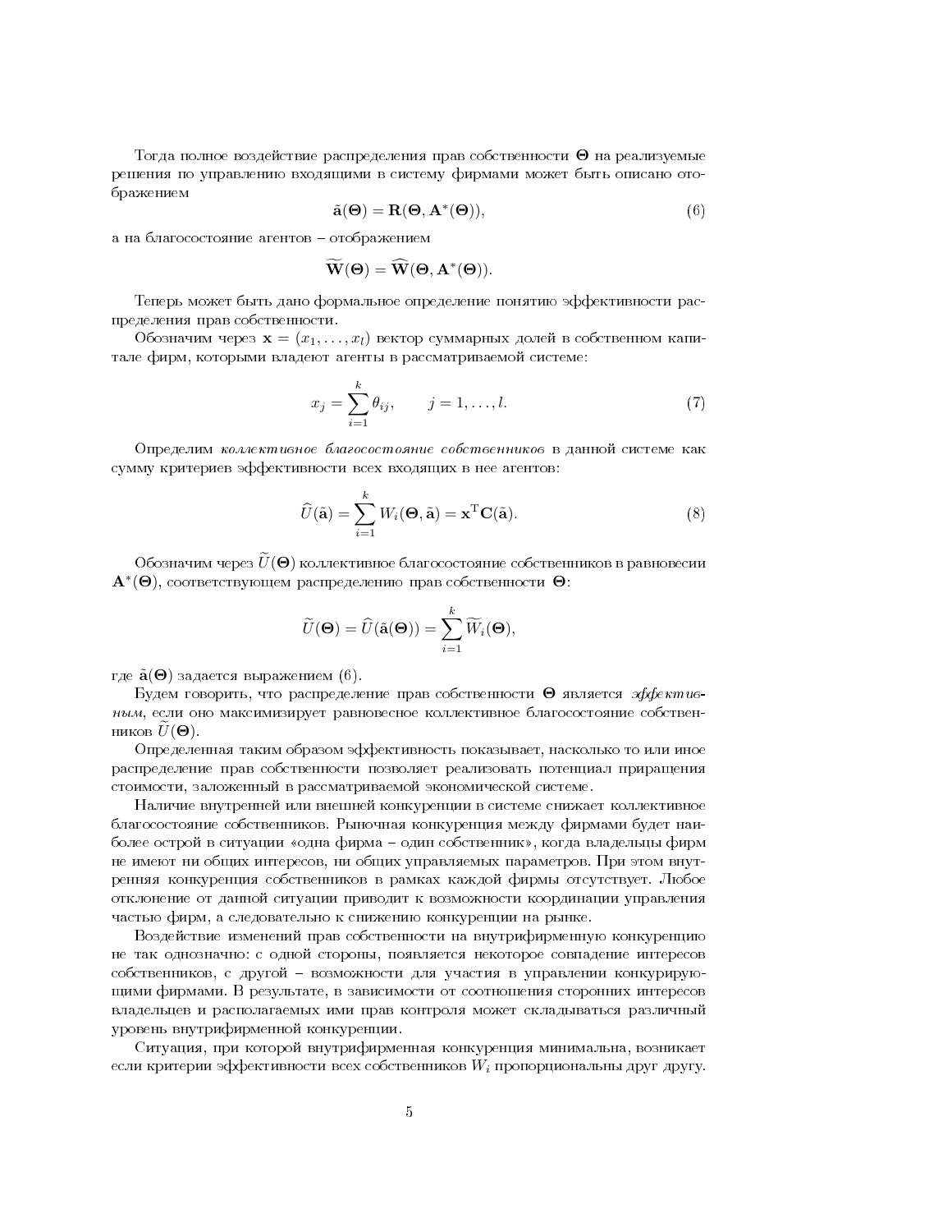Тогда полное воздействие распределения прав собственности $\mathbf{\Theta}$ на реализуемые решения по управлению входящими в систему фирмами может быть описано отображением

$$\tilde{\mathbf{a}}(\mathbf{\Theta}) = \mathbf{R}(\mathbf{\Theta}, \mathbf{A}^*(\mathbf{\Theta})), \tag{6}$$

а на благосостояние агентов – отображением

$$\widetilde{\mathbf{W}}(\mathbf{\Theta}) = \widehat{\mathbf{W}}(\mathbf{\Theta}, \mathbf{A}^*(\mathbf{\Theta})).$$

Теперь может быть дано формальное определение понятию эффективности распределения прав собственности.

Обозначим через $\mathbf{x} = (x_1, \ldots, x_l)$ вектор суммарных долей в собственном капитале фирм, которыми владеют агенты в рассматриваемой системе:

$$x_j = \sum_{i=1}^{k} \theta_{ij}, \qquad j = 1, \ldots, l. \tag{7}$$

Определим *коллективное благосостояние собственников* в данной системе как сумму критериев эффективности всех входящих в нее агентов:

$$\widehat{U}(\tilde{\mathbf{a}}) = \sum_{i=1}^{k} W_i(\mathbf{\Theta}, \tilde{\mathbf{a}}) = \mathbf{x}^{\mathrm{T}} \mathbf{C}(\tilde{\mathbf{a}}). \tag{8}$$

Обозначим через $\widetilde{U}(\mathbf{\Theta})$ коллективное благосостояние собственников в равновесии $\mathbf{A}^*(\mathbf{\Theta})$, соответствующем распределению прав собственности $\mathbf{\Theta}$:

$$\widetilde{U}(\mathbf{\Theta}) = \widehat{U}(\tilde{\mathbf{a}}(\mathbf{\Theta})) = \sum_{i=1}^{k} \widetilde{W}_i(\mathbf{\Theta}),$$

где $\tilde{\mathbf{a}}(\mathbf{\Theta})$ задается выражением (6).

Будем говорить, что распределение прав собственности $\mathbf{\Theta}$ является *эффективным*, если оно максимизирует равновесное коллективное благосостояние собственников $\widetilde{U}(\mathbf{\Theta})$.

Определенная таким образом эффективность показывает, насколько то или иное распределение прав собственности позволяет реализовать потенциал приращения стоимости, заложенный в рассматриваемой экономической системе.

Наличие внутренней или внешней конкуренции в системе снижает коллективное благосостояние собственников. Рыночная конкуренция между фирмами будет наиболее острой в ситуации «одна фирма – один собственник», когда владельцы фирм не имеют ни общих интересов, ни общих управляемых параметров. При этом внутренняя конкуренция собственников в рамках каждой фирмы отсутствует. Любое отклонение от данной ситуации приводит к возможности координации управления частью фирм, а следовательно к снижению конкуренции на рынке.

Воздействие изменений прав собственности на внутрифирменную конкуренцию не так однозначно: с одной стороны, появляется некоторое совпадение интересов собственников, с другой – возможности для участия в управлении конкурирующими фирмами. В результате, в зависимости от соотношения сторонних интересов владельцев и располагаемых ими прав контроля может складываться различный уровень внутрифирменной конкуренции.

Ситуация, при которой внутрифирменная конкуренция минимальна, возникает если критерии эффективности всех собственников $W_i$ пропорциональны друг другу.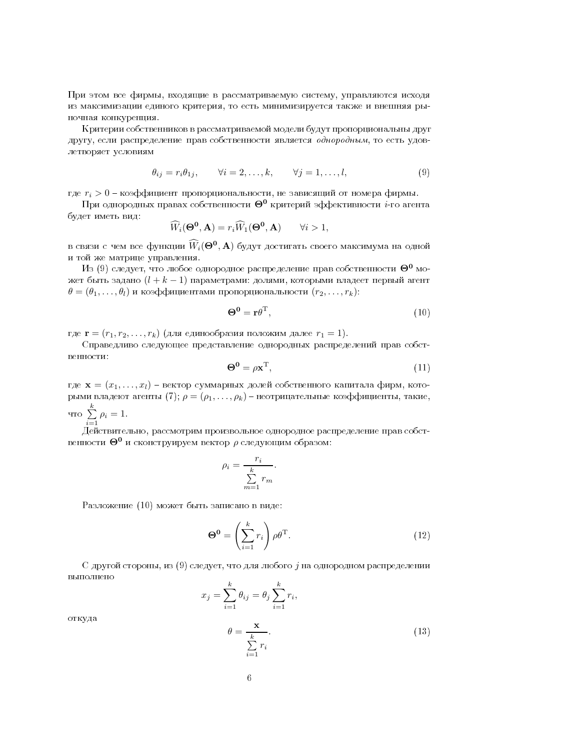При этом все фирмы, входящие в рассматриваемую систему, управляются исходя из максимизации единого критерия, то есть минимизируется также и внешняя рыночная конкуренция.

Критерии собственников в рассматриваемой модели будут пропорциональны друг другу, если распределение прав собственности является *однородным*, то есть удовлетворяет условиям

$$\theta_{ij} = r_i \theta_{1j}, \qquad \forall i = 2, \ldots, k, \qquad \forall j = 1, \ldots, l, \tag{9}$$

где $r_i > 0$ – коэффициент пропорциональности, не зависящий от номера фирмы.

При однородных правах собственности $\mathbf{\Theta^0}$ критерий эффективности $i$-го агента будет иметь вид:

$$\widehat{W}_i(\mathbf{\Theta^0}, \mathbf{A}) = r_i \widehat{W}_1(\mathbf{\Theta^0}, \mathbf{A}) \qquad \forall i > 1,$$

в связи с чем все функции $\widehat{W}_i(\mathbf{\Theta^0}, \mathbf{A})$ будут достигать своего максимума на одной и той же матрице управления.

Из (9) следует, что любое однородное распределение прав собственности $\mathbf{\Theta^0}$ может быть задано $(l + k - 1)$ параметрами: долями, которыми владеет первый агент $\theta = (\theta_1, \ldots, \theta_l)$ и коэффициентами пропорциональности $(r_2, \ldots, r_k)$:

$$\mathbf{\Theta^0} = \mathbf{r} \theta^{\mathrm{T}}, \tag{10}$$

где $\mathbf{r} = (r_1, r_2, \ldots, r_k)$ (для единообразия положим далее $r_1 = 1$).

Справедливо следующее представление однородных распределений прав собственности:

$$\mathbf{\Theta^0} = \rho \mathbf{x}^{\mathrm{T}}, \tag{11}$$

где $\mathbf{x} = (x_1, \ldots, x_l)$ – вектор суммарных долей собственного капитала фирм, которыми владеют агенты (7); $\rho = (\rho_1, \ldots, \rho_k)$ – неотрицательные коэффициенты, такие, что $\sum\limits_{i=1}^{k} \rho_i = 1$.

Действительно, рассмотрим произвольное однородное распределение прав собственности $\mathbf{\Theta^0}$ и сконструируем вектор $\rho$ следующим образом:

$$\rho_i = \frac{r_i}{\sum\limits_{m=1}^{k} r_m}.$$

Разложение (10) может быть записано в виде:

$$\mathbf{\Theta^0} = \left( \sum_{i=1}^{k} r_i \right) \rho \theta^{\mathrm{T}}. \tag{12}$$

С другой стороны, из (9) следует, что для любого $j$ на однородном распределении выполнено

$$x_j = \sum_{i=1}^{k} \theta_{ij} = \theta_j \sum_{i=1}^{k} r_i,$$

откуда

$$\theta = \frac{\mathbf{x}}{\sum\limits_{i=1}^{k} r_i}. \tag{13}$$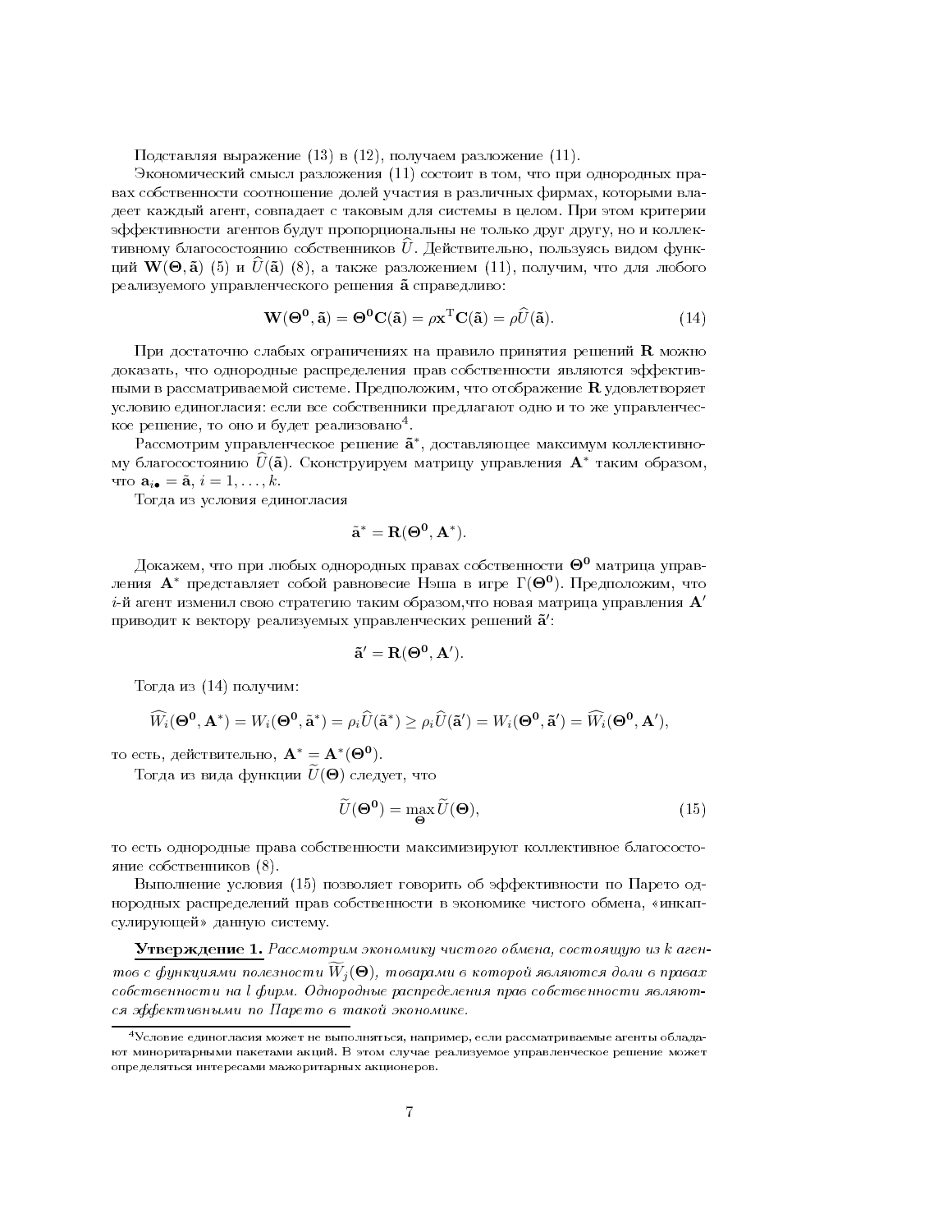Подставляя выражение (13) в (12), получаем разложение (11).

Экономический смысл разложения (11) состоит в том, что при однородных правах собственности соотношение долей участия в различных фирмах, которыми владеет каждый агент, совпадает с таковым для системы в целом. При этом критерии эффективности агентов будут пропорциональны не только друг другу, но и коллективному благосостоянию собственников $\widehat{U}$. Действительно, пользуясь видом функций $\mathbf{W}(\mathbf{\Theta}, \tilde{\mathbf{a}})$ (5) и $\widehat{U}(\tilde{\mathbf{a}})$ (8), а также разложением (11), получим, что для любого реализуемого управленческого решения $\tilde{\mathbf{a}}$ справедливо:

$$\mathbf{W}(\mathbf{\Theta^0}, \tilde{\mathbf{a}}) = \mathbf{\Theta^0}\mathbf{C}(\tilde{\mathbf{a}}) = \rho \mathbf{x}^{\mathrm{T}}\mathbf{C}(\tilde{\mathbf{a}}) = \rho \widehat{U}(\tilde{\mathbf{a}}). \tag{14}$$

При достаточно слабых ограничениях на правило принятия решений $\mathbf{R}$ можно доказать, что однородные распределения прав собственности являются эффективными в рассматриваемой системе. Предположим, что отображение $\mathbf{R}$ удовлетворяет условию единогласия: если все собственники предлагают одно и то же управленческое решение, то оно и будет реализовано[4].

Рассмотрим управленческое решение $\tilde{\mathbf{a}}^*$, доставляющее максимум коллективному благосостоянию $\widehat{U}(\tilde{\mathbf{a}})$. Сконструируем матрицу управления $\mathbf{A}^*$ таким образом, что $\mathbf{a}_{i\bullet} = \tilde{\mathbf{a}}$, $i = 1, \ldots, k$.

Тогда из условия единогласия

$$\tilde{\mathbf{a}}^* = \mathbf{R}(\mathbf{\Theta^0}, \mathbf{A}^*).$$

Докажем, что при любых однородных правах собственности $\mathbf{\Theta^0}$ матрица управления $\mathbf{A}^*$ представляет собой равновесие Нэша в игре $\Gamma(\mathbf{\Theta^0})$. Предположим, что $i$-й агент изменил свою стратегию таким образом,что новая матрица управления $\mathbf{A}'$ приводит к вектору реализуемых управленческих решений $\tilde{\mathbf{a}}'$:

$$\tilde{\mathbf{a}}' = \mathbf{R}(\mathbf{\Theta^0}, \mathbf{A}').$$

Тогда из (14) получим:

$$\widehat{W_i}(\mathbf{\Theta^0}, \mathbf{A}^*) = W_i(\mathbf{\Theta^0}, \tilde{\mathbf{a}}^*) = \rho_i \widehat{U}(\tilde{\mathbf{a}}^*) \geq \rho_i \widehat{U}(\tilde{\mathbf{a}}') = W_i(\mathbf{\Theta^0}, \tilde{\mathbf{a}}') = \widehat{W_i}(\mathbf{\Theta^0}, \mathbf{A}'),$$

то есть, действительно, $\mathbf{A}^* = \mathbf{A}^*(\mathbf{\Theta^0})$.

Тогда из вида функции $\widetilde{U}(\mathbf{\Theta})$ следует, что

$$\widetilde{U}(\mathbf{\Theta^0}) = \max_{\mathbf{\Theta}} \widetilde{U}(\mathbf{\Theta}), \tag{15}$$

то есть однородные права собственности максимизируют коллективное благосостояние собственников (8).

Выполнение условия (15) позволяет говорить об эффективности по Парето однородных распределений прав собственности в экономике чистого обмена, «инкапсулирующей» данную систему.

**Утверждение 1.** *Рассмотрим экономику чистого обмена, состоящую из $k$ агентов с функциями полезности $\widetilde{W}_j(\mathbf{\Theta})$, товарами в которой являются доли в правах собственности на $l$ фирм. Однородные распределения прав собственности являются эффективными по Парето в такой экономике.*

---

[4] Условие единогласия может не выполняться, например, если рассматриваемые агенты обладают миноритарными пакетами акций. В этом случае реализуемое управленческое решение может определяться интересами мажоритарных акционеров.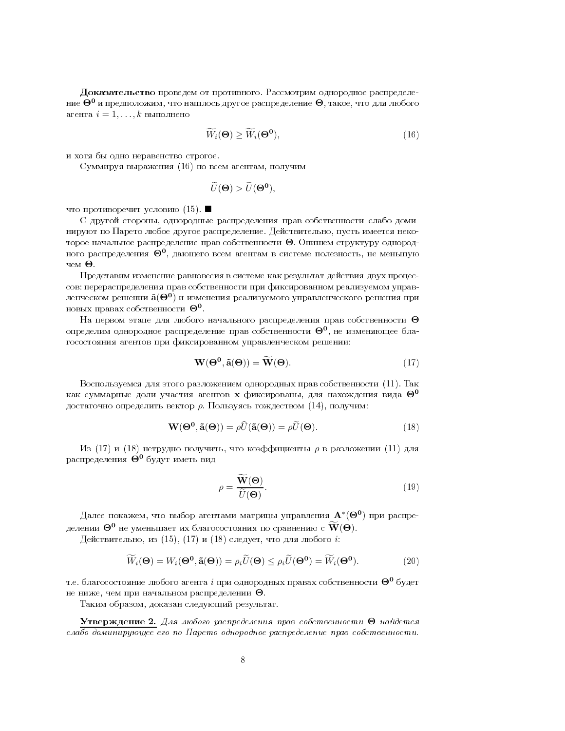**Доказательство** проведем от противного. Рассмотрим однородное распределение $\mathbf{\Theta^0}$ и предположим, что нашлось другое распределение $\mathbf{\Theta}$, такое, что для любого агента $i = 1, \ldots, k$ выполнено

$$\widetilde{W}_i(\mathbf{\Theta}) \geq \widetilde{W}_i(\mathbf{\Theta^0}), \tag{16}$$

и хотя бы одно неравенство строгое.

Суммируя выражения (16) по всем агентам, получим

$$\widetilde{U}(\mathbf{\Theta}) > \widetilde{U}(\mathbf{\Theta^0}),$$

что противоречит условию (15). ■

С другой стороны, однородные распределения прав собственности слабо доминируют по Парето любое другое распределение. Действительно, пусть имеется некоторое начальное распределение прав собственности $\mathbf{\Theta}$. Опишем структуру однородного распределения $\mathbf{\Theta^0}$, дающего всем агентам в системе полезность, не меньшую чем $\mathbf{\Theta}$.

Представим изменение равновесия в системе как результат действия двух процессов: перераспределения прав собственности при фиксированном реализуемом управленческом решении $\tilde{\mathbf{a}}(\mathbf{\Theta^0})$ и изменения реализуемого управленческого решения при новых правах собственности $\mathbf{\Theta^0}$.

На первом этапе для любого начального распределения прав собственности $\mathbf{\Theta}$ определим однородное распределение прав собственности $\mathbf{\Theta^0}$, не изменяющее благосостояния агентов при фиксированном управленческом решении:

$$\mathbf{W}(\mathbf{\Theta^0}, \tilde{\mathbf{a}}(\mathbf{\Theta})) = \widetilde{\mathbf{W}}(\mathbf{\Theta}). \tag{17}$$

Воспользуемся для этого разложением однородных прав собственности (11). Так как суммарные доли участия агентов $\mathbf{x}$ фиксированы, для нахождения вида $\mathbf{\Theta^0}$ достаточно определить вектор $\rho$. Пользуясь тождеством (14), получим:

$$\mathbf{W}(\mathbf{\Theta^0}, \tilde{\mathbf{a}}(\mathbf{\Theta})) = \rho \widehat{U}(\tilde{\mathbf{a}}(\mathbf{\Theta})) = \rho \widetilde{U}(\mathbf{\Theta}). \tag{18}$$

Из (17) и (18) нетрудно получить, что коэффициенты $\rho$ в разложении (11) для распределения $\mathbf{\Theta^0}$ будут иметь вид

$$\rho = \frac{\widetilde{\mathbf{W}}(\mathbf{\Theta})}{\widetilde{U}(\mathbf{\Theta})}. \tag{19}$$

Далее покажем, что выбор агентами матрицы управления $\mathbf{A}^*(\mathbf{\Theta^0})$ при распределении $\mathbf{\Theta^0}$ не уменьшает их благосостояния по сравнению с $\widetilde{\mathbf{W}}(\mathbf{\Theta})$.

Действительно, из (15), (17) и (18) следует, что для любого $i$:

$$\widetilde{W}_i(\mathbf{\Theta}) = W_i(\mathbf{\Theta^0}, \tilde{\mathbf{a}}(\mathbf{\Theta})) = \rho_i \widetilde{U}(\mathbf{\Theta}) \leq \rho_i \widetilde{U}(\mathbf{\Theta^0}) = \widetilde{W}_i(\mathbf{\Theta^0}). \tag{20}$$

т.е. благосостояние любого агента $i$ при однородных правах собственности $\mathbf{\Theta^0}$ будет не ниже, чем при начальном распределении $\mathbf{\Theta}$.

Таким образом, доказан следующий результат.

**Утверждение 2.** *Для любого распределения прав собственности $\mathbf{\Theta}$ найдется слабо доминирующее его по Парето однородное распределение прав собственности.*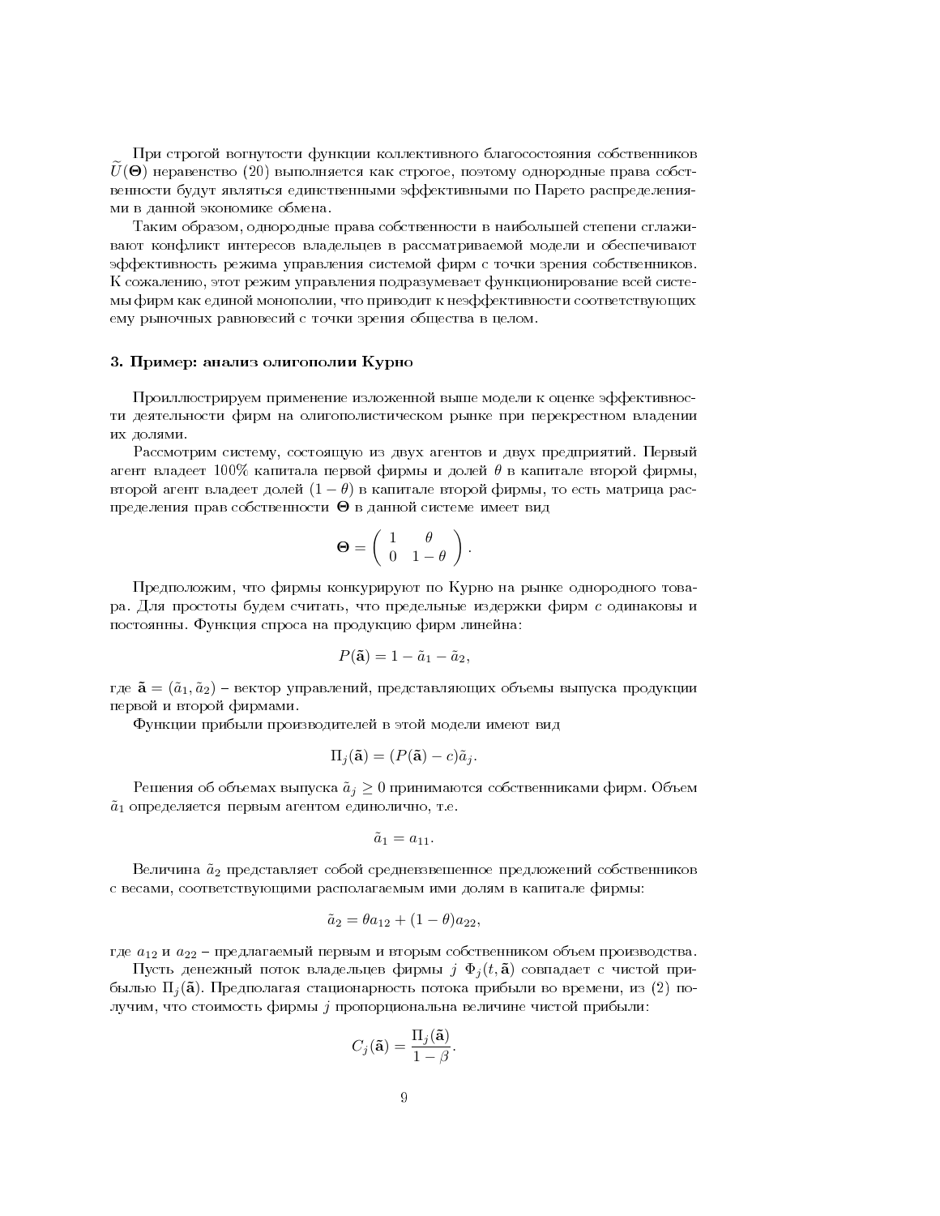При строгой вогнутости функции коллективного благосостояния собственников $\widetilde{U}(\mathbf{\Theta})$ неравенство (20) выполняется как строгое, поэтому однородные права собственности будут являться единственными эффективными по Парето распределениями в данной экономике обмена.

Таким образом, однородные права собственности в наибольшей степени сглаживают конфликт интересов владельцев в рассматриваемой модели и обеспечивают эффективность режима управления системой фирм с точки зрения собственников. К сожалению, этот режим управления подразумевает функционирование всей системы фирм как единой монополии, что приводит к неэффективности соответствующих ему рыночных равновесий с точки зрения общества в целом.

### 3. Пример: анализ олигополии Курно

Проиллюстрируем применение изложенной выше модели к оценке эффективности деятельности фирм на олигополистическом рынке при перекрестном владении их долями.

Рассмотрим систему, состоящую из двух агентов и двух предприятий. Первый агент владеет 100% капитала первой фирмы и долей $\theta$ в капитале второй фирмы, второй агент владеет долей $(1-\theta)$ в капитале второй фирмы, то есть матрица распределения прав собственности $\mathbf{\Theta}$ в данной системе имеет вид

$$\mathbf{\Theta} = \begin{pmatrix} 1 & \theta \\ 0 & 1-\theta \end{pmatrix}.$$

Предположим, что фирмы конкурируют по Курно на рынке однородного товара. Для простоты будем считать, что предельные издержки фирм $c$ одинаковы и постоянны. Функция спроса на продукцию фирм линейна:

$$P(\tilde{\mathbf{a}}) = 1 - \tilde{a}_1 - \tilde{a}_2,$$

где $\tilde{\mathbf{a}} = (\tilde{a}_1, \tilde{a}_2)$ – вектор управлений, представляющих объемы выпуска продукции первой и второй фирмами.

Функции прибыли производителей в этой модели имеют вид

$$\Pi_j(\tilde{\mathbf{a}}) = (P(\tilde{\mathbf{a}}) - c)\tilde{a}_j.$$

Решения об объемах выпуска $\tilde{a}_j \geq 0$ принимаются собственниками фирм. Объем $\tilde{a}_1$ определяется первым агентом единолично, т.е.

$$\tilde{a}_1 = a_{11}.$$

Величина $\tilde{a}_2$ представляет собой средневзвешенное предложений собственников с весами, соответствующими располагаемым ими долям в капитале фирмы:

$$\tilde{a}_2 = \theta a_{12} + (1-\theta)a_{22},$$

где $a_{12}$ и $a_{22}$ – предлагаемый первым и вторым собственником объем производства.

Пусть денежный поток владельцев фирмы $j$ $\Phi_j(t, \tilde{\mathbf{a}})$ совпадает с чистой прибылью $\Pi_j(\tilde{\mathbf{a}})$. Предполагая стационарность потока прибыли во времени, из (2) получим, что стоимость фирмы $j$ пропорциональна величине чистой прибыли:

$$C_j(\tilde{\mathbf{a}}) = \frac{\Pi_j(\tilde{\mathbf{a}})}{1-\beta}.$$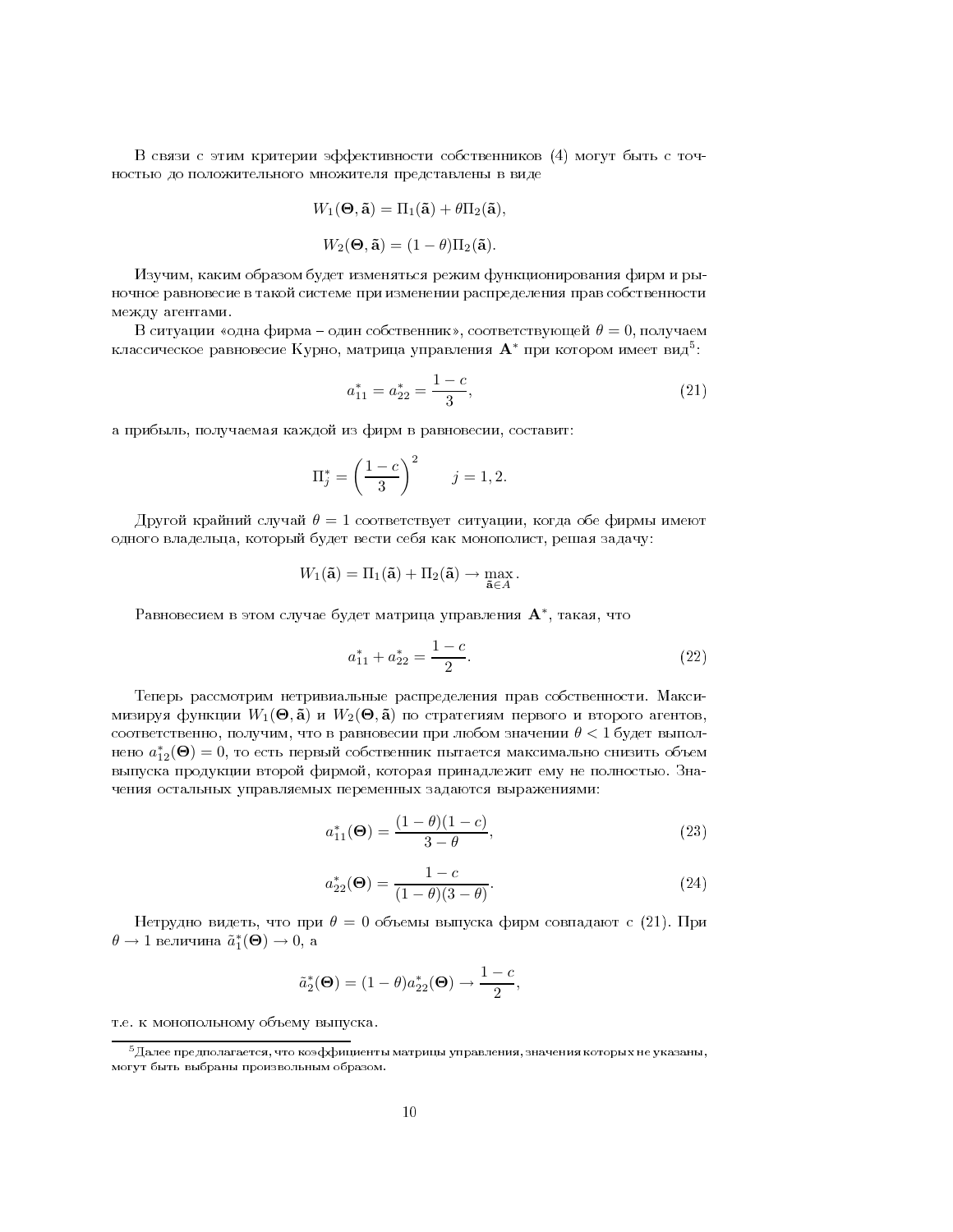В связи с этим критерии эффективности собственников (4) могут быть с точностью до положительного множителя представлены в виде

$$W_1(\mathbf{\Theta}, \tilde{\mathbf{a}}) = \Pi_1(\tilde{\mathbf{a}}) + \theta \Pi_2(\tilde{\mathbf{a}}),$$

$$W_2(\mathbf{\Theta}, \tilde{\mathbf{a}}) = (1 - \theta)\Pi_2(\tilde{\mathbf{a}}).$$

Изучим, каким образом будет изменяться режим функционирования фирм и рыночное равновесие в такой системе при изменении распределения прав собственности между агентами.

В ситуации «одна фирма – один собственник», соответствующей $\theta = 0$, получаем классическое равновесие Курно, матрица управления $\mathbf{A}^*$ при котором имеет вид[5]:

$$a_{11}^* = a_{22}^* = \frac{1-c}{3}, \tag{21}$$

а прибыль, получаемая каждой из фирм в равновесии, составит:

$$\Pi_j^* = \left(\frac{1-c}{3}\right)^2 \qquad j = 1, 2.$$

Другой крайний случай $\theta = 1$ соответствует ситуации, когда обе фирмы имеют одного владельца, который будет вести себя как монополист, решая задачу:

$$W_1(\tilde{\mathbf{a}}) = \Pi_1(\tilde{\mathbf{a}}) + \Pi_2(\tilde{\mathbf{a}}) \to \max_{\tilde{\mathbf{a}} \in A}.$$

Равновесием в этом случае будет матрица управления $\mathbf{A}^*$, такая, что

$$a_{11}^* + a_{22}^* = \frac{1-c}{2}. \tag{22}$$

Теперь рассмотрим нетривиальные распределения прав собственности. Максимизируя функции $W_1(\mathbf{\Theta}, \tilde{\mathbf{a}})$ и $W_2(\mathbf{\Theta}, \tilde{\mathbf{a}})$ по стратегиям первого и второго агентов, соответственно, получим, что в равновесии при любом значении $\theta < 1$ будет выполнено $a_{12}^*(\mathbf{\Theta}) = 0$, то есть первый собственник пытается максимально снизить объем выпуска продукции второй фирмой, которая принадлежит ему не полностью. Значения остальных управляемых переменных задаются выражениями:

$$a_{11}^*(\mathbf{\Theta}) = \frac{(1-\theta)(1-c)}{3-\theta}, \tag{23}$$

$$a_{22}^*(\mathbf{\Theta}) = \frac{1-c}{(1-\theta)(3-\theta)}. \tag{24}$$

Нетрудно видеть, что при $\theta = 0$ объемы выпуска фирм совпадают с (21). При $\theta \to 1$ величина $\tilde{a}_1^*(\mathbf{\Theta}) \to 0$, а

$$\tilde{a}_2^*(\mathbf{\Theta}) = (1-\theta)a_{22}^*(\mathbf{\Theta}) \to \frac{1-c}{2},$$

т.е. к монопольному объему выпуска.

---

[5] Далее предполагается, что коэффициенты матрицы управления, значения которых не указаны, могут быть выбраны произвольным образом.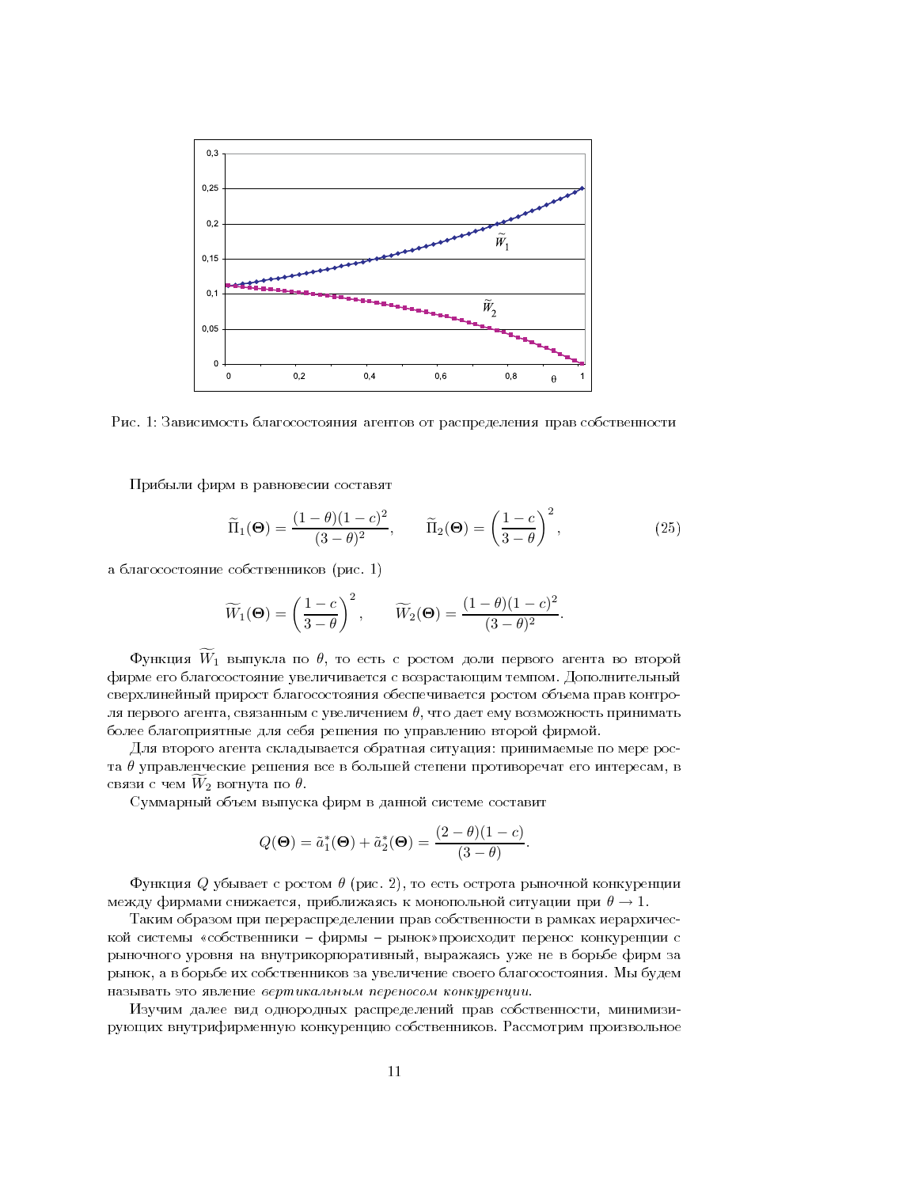Рис. 1: Зависимость благосостояния агентов от распределения прав собственности

Прибыли фирм в равновесии составят

$$\widetilde{\Pi}_1(\mathbf{\Theta}) = \frac{(1-\theta)(1-c)^2}{(3-\theta)^2}, \qquad \widetilde{\Pi}_2(\mathbf{\Theta}) = \left(\frac{1-c}{3-\theta}\right)^2, \tag{25}$$

а благосостояние собственников (рис. 1)

$$\widetilde{W}_1(\mathbf{\Theta}) = \left(\frac{1-c}{3-\theta}\right)^2, \qquad \widetilde{W}_2(\mathbf{\Theta}) = \frac{(1-\theta)(1-c)^2}{(3-\theta)^2}.$$

Функция $\widetilde{W}_1$ выпукла по $\theta$, то есть с ростом доли первого агента во второй фирме его благосостояние увеличивается с возрастающим темпом. Дополнительный сверхлинейный прирост благосостояния обеспечивается ростом объема прав контроля первого агента, связанным с увеличением $\theta$, что дает ему возможность принимать более благоприятные для себя решения по управлению второй фирмой.

Для второго агента складывается обратная ситуация: принимаемые по мере роста $\theta$ управленческие решения все в большей степени противоречат его интересам, в связи с чем $\widetilde{W}_2$ вогнута по $\theta$.

Суммарный объем выпуска фирм в данной системе составит

$$Q(\mathbf{\Theta}) = \tilde{a}_1^*(\mathbf{\Theta}) + \tilde{a}_2^*(\mathbf{\Theta}) = \frac{(2-\theta)(1-c)}{(3-\theta)}.$$

Функция $Q$ убывает с ростом $\theta$ (рис. 2), то есть острота рыночной конкуренции между фирмами снижается, приближаясь к монопольной ситуации при $\theta \to 1$.

Таким образом при перераспределении прав собственности в рамках иерархической системы «собственники – фирмы – рынок»происходит перенос конкуренции с рыночного уровня на внутрикорпоративный, выражаясь уже не в борьбе фирм за рынок, а в борьбе их собственников за увеличение своего благосостояния. Мы будем называть это явление *вертикальным переносом конкуренции*.

Изучим далее вид однородных распределений прав собственности, минимизирующих внутрифирменную конкуренцию собственников. Рассмотрим произвольное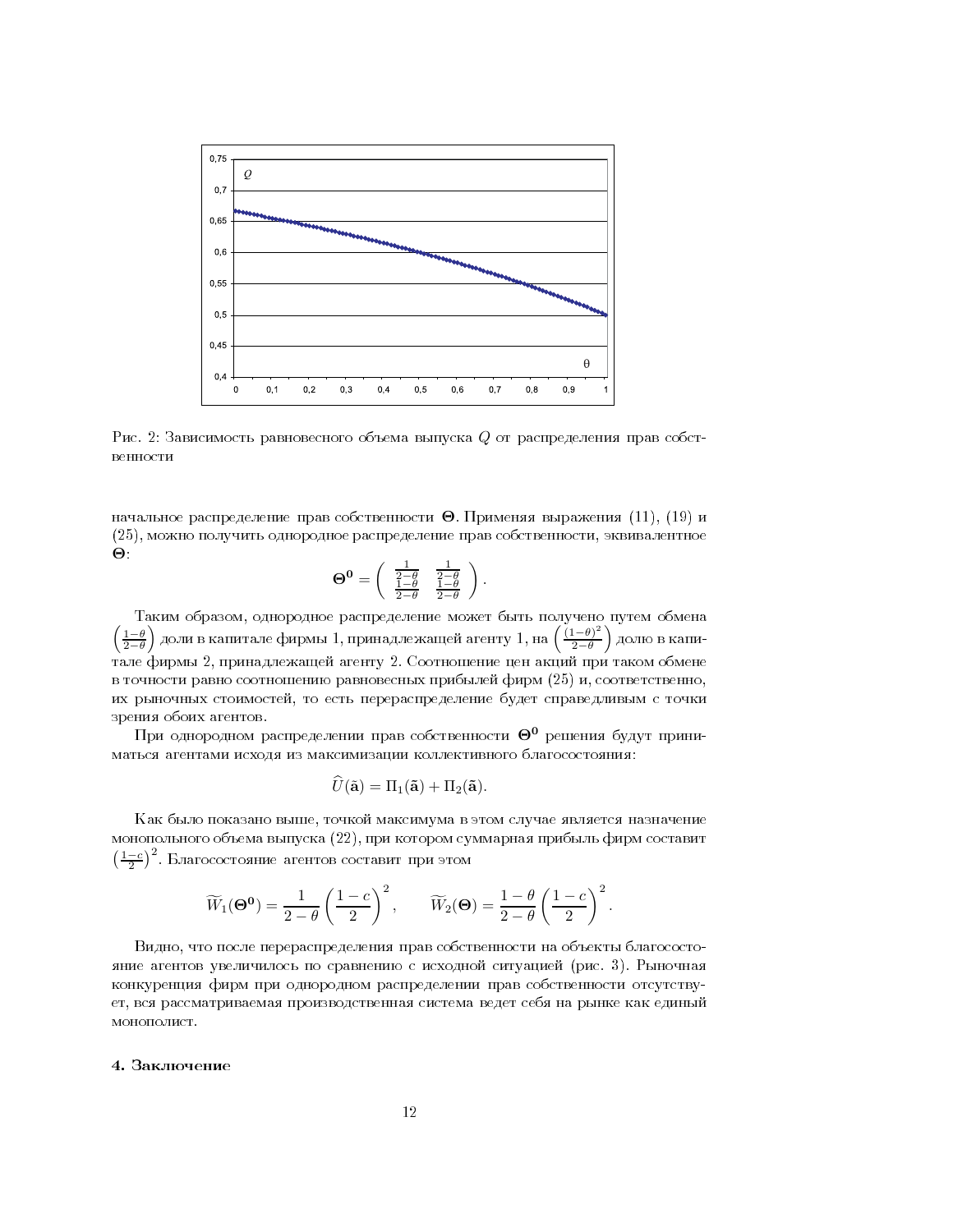Рис. 2: Зависимость равновесного объема выпуска $Q$ от распределения прав собственности

начальное распределение прав собственности $\mathbf{\Theta}$. Применяя выражения (11), (19) и (25), можно получить однородное распределение прав собственности, эквивалентное $\mathbf{\Theta}$:

$$\mathbf{\Theta^0} = \begin{pmatrix} \frac{1}{2-\theta} & \frac{1}{2-\theta} \\ \frac{1-\theta}{2-\theta} & \frac{1-\theta}{2-\theta} \end{pmatrix}.$$

Таким образом, однородное распределение может быть получено путем обмена $\left(\frac{1-\theta}{2-\theta}\right)$ доли в капитале фирмы 1, принадлежащей агенту 1, на $\left(\frac{(1-\theta)^2}{2-\theta}\right)$ долю в капитале фирмы 2, принадлежащей агенту 2. Соотношение цен акций при таком обмене в точности равно соотношению равновесных прибылей фирм (25) и, соответственно, их рыночных стоимостей, то есть перераспределение будет справедливым с точки зрения обоих агентов.

При однородном распределении прав собственности $\mathbf{\Theta^0}$ решения будут приниматься агентами исходя из максимизации коллективного благосостояния:

$$\widehat{U}(\tilde{\mathbf{a}}) = \Pi_1(\tilde{\mathbf{a}}) + \Pi_2(\tilde{\mathbf{a}}).$$

Как было показано выше, точкой максимума в этом случае является назначение монопольного объема выпуска (22), при котором суммарная прибыль фирм составит $\left(\frac{1-c}{2}\right)^2$. Благосостояние агентов составит при этом

$$\widetilde{W}_1(\mathbf{\Theta^0}) = \frac{1}{2-\theta}\left(\frac{1-c}{2}\right)^2, \qquad \widetilde{W}_2(\mathbf{\Theta}) = \frac{1-\theta}{2-\theta}\left(\frac{1-c}{2}\right)^2.$$

Видно, что после перераспределения прав собственности на объекты благосостояние агентов увеличилось по сравнению с исходной ситуацией (рис. 3). Рыночная конкуренция фирм при однородном распределении прав собственности отсутствует, вся рассматриваемая производственная система ведет себя на рынке как единый монополист.

## 4. Заключение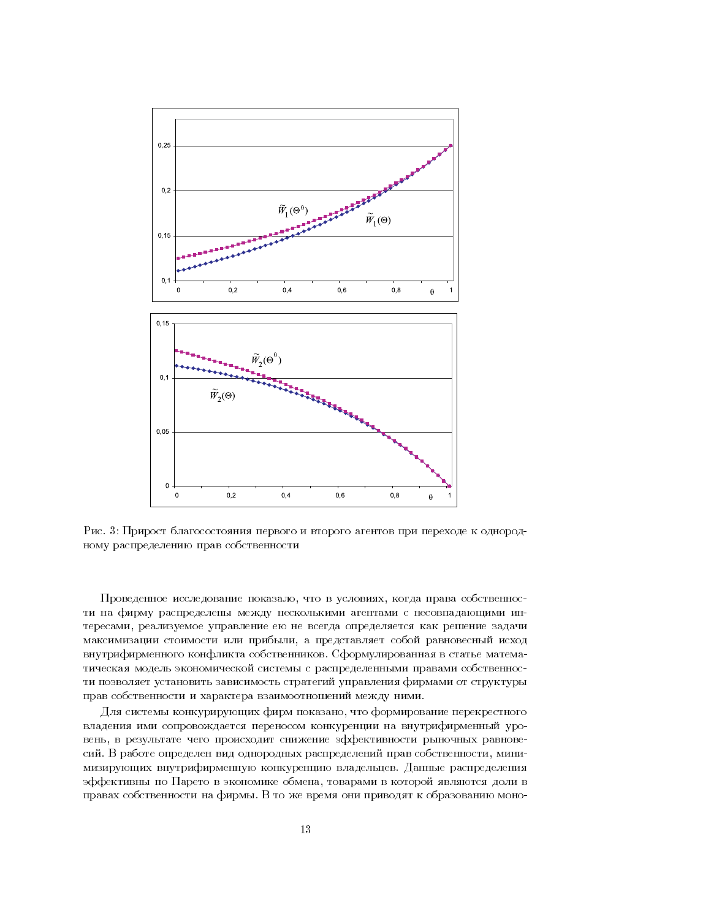Рис. 3: Прирост благосостояния первого и второго агентов при переходе к однородному распределению прав собственности

Проведенное исследование показало, что в условиях, когда права собственности на фирму распределены между несколькими агентами с несовпадающими интересами, реализуемое управление ею не всегда определяется как решение задачи максимизации стоимости или прибыли, а представляет собой равновесный исход внутрифирменного конфликта собственников. Сформулированная в статье математическая модель экономической системы с распределенными правами собственности позволяет установить зависимость стратегий управления фирмами от структуры прав собственности и характера взаимоотношений между ними.

Для системы конкурирующих фирм показано, что формирование перекрестного владения ими сопровождается переносом конкуренции на внутрифирменный уровень, в результате чего происходит снижение эффективности рыночных равновесий. В работе определен вид однородных распределений прав собственности, минимизирующих внутрифирменную конкуренцию владельцев. Данные распределения эффективны по Парето в экономике обмена, товарами в которой являются доли в правах собственности на фирмы. В то же время они приводят к образованию моно-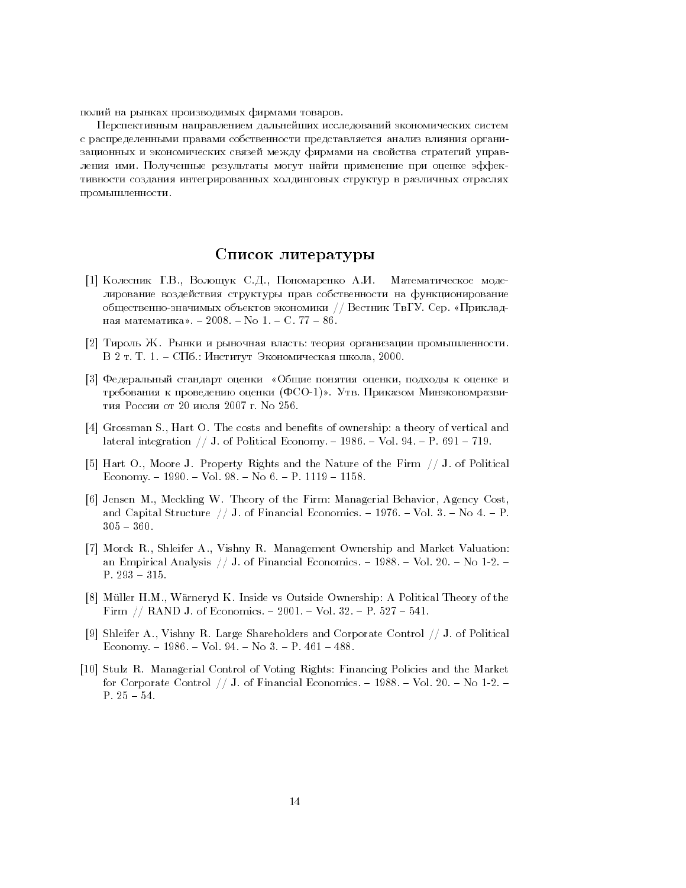полий на рынках производимых фирмами товаров.

Перспективным направлением дальнейших исследований экономических систем с распределенными правами собственности представляется анализ влияния организационных и экономических связей между фирмами на свойства стратегий управления ими. Полученные результаты могут найти применение при оценке эффективности создания интегрированных холдинговых структур в различных отраслях промышленности.

## Список литературы

[1] Колесник Г.В., Волощук С.Д., Пономаренко А.И. Математическое моделирование воздействия структуры прав собственности на функционирование общественно-значимых объектов экономики // Вестник ТвГУ. Сер. «Прикладная математика». – 2008. – No 1. – С. 77 – 86.

[2] Тироль Ж. Рынки и рыночная власть: теория организации промышленности. В 2 т. Т. 1. – СПб.: Институт Экономическая школа, 2000.

[3] Федеральный стандарт оценки «Общие понятия оценки, подходы к оценке и требования к проведению оценки (ФСО-1)». Утв. Приказом Минэкономразвития России от 20 июля 2007 г. No 256.

[4] Grossman S., Hart O. The costs and benefits of ownership: a theory of vertical and lateral integration // J. of Political Economy. – 1986. – Vol. 94. – P. 691 – 719.

[5] Hart O., Moore J. Property Rights and the Nature of the Firm // J. of Political Economy. – 1990. – Vol. 98. – No 6. – P. 1119 – 1158.

[6] Jensen M., Meckling W. Theory of the Firm: Managerial Behavior, Agency Cost, and Capital Structure // J. of Financial Economics. – 1976. – Vol. 3. – No 4. – P. 305 – 360.

[7] Morck R., Shleifer A., Vishny R. Management Ownership and Market Valuation: an Empirical Analysis // J. of Financial Economics. – 1988. – Vol. 20. – No 1-2. – P. 293 – 315.

[8] Müller H.M., Wärneryd K. Inside vs Outside Ownership: A Political Theory of the Firm // RAND J. of Economics. – 2001. – Vol. 32. – P. 527 – 541.

[9] Shleifer A., Vishny R. Large Shareholders and Corporate Control // J. of Political Economy. – 1986. – Vol. 94. – No 3. – P. 461 – 488.

[10] Stulz R. Managerial Control of Voting Rights: Financing Policies and the Market for Corporate Control // J. of Financial Economics. – 1988. – Vol. 20. – No 1-2. – P. 25 – 54.